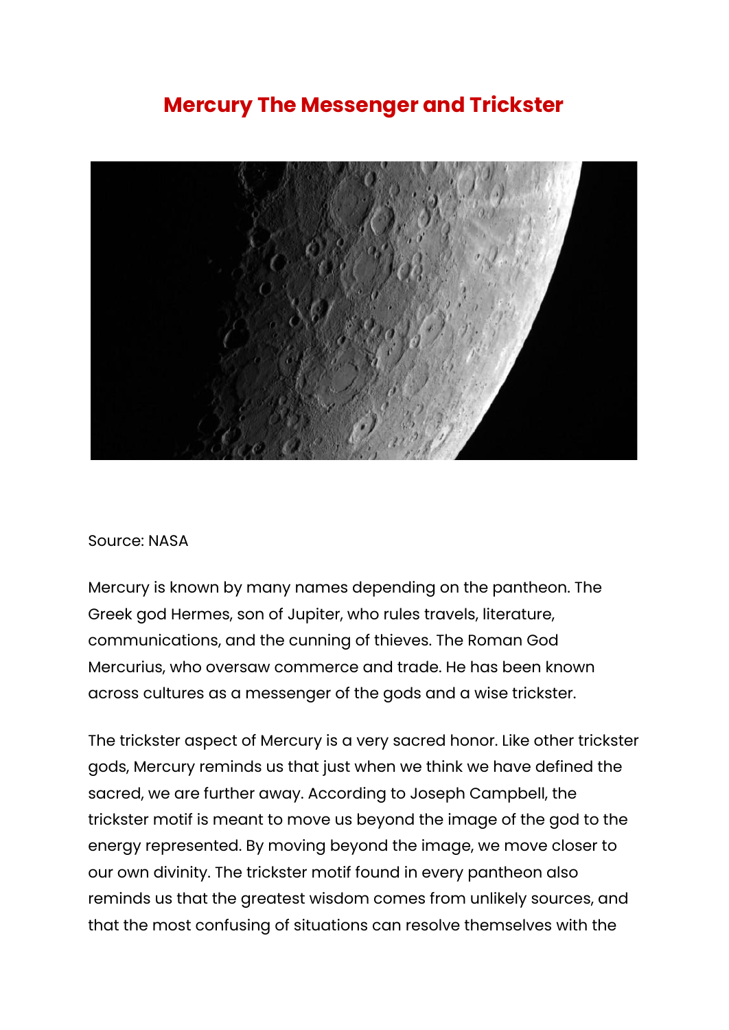# Mercury The Messenger and Trickster

Source: NASA

Mercury is known by many names depending on the pantheon. The Greek god Hermes, son of Jupiter, who rules travels, literature, communications, and the cunning of thieves. The Roman God Mercurius, who oversaw commerce and trade. He has been known across cultures as a messenger of the gods and a wise trickster.

The trickster aspect of Mercury is a very sacred honor. Like other trickster gods, Mercury reminds us that just when we think we have defined the sacred, we are further away. According to Joseph Campbell, the trickster motif is meant to move us beyond the image of the god to the energy represented. By moving beyond the image, we move closer to our own divinity. The trickster motif found in every pantheon also reminds us that the greatest wisdom comes from unlikely sources, and that the most confusing of situations can resolve themselves with the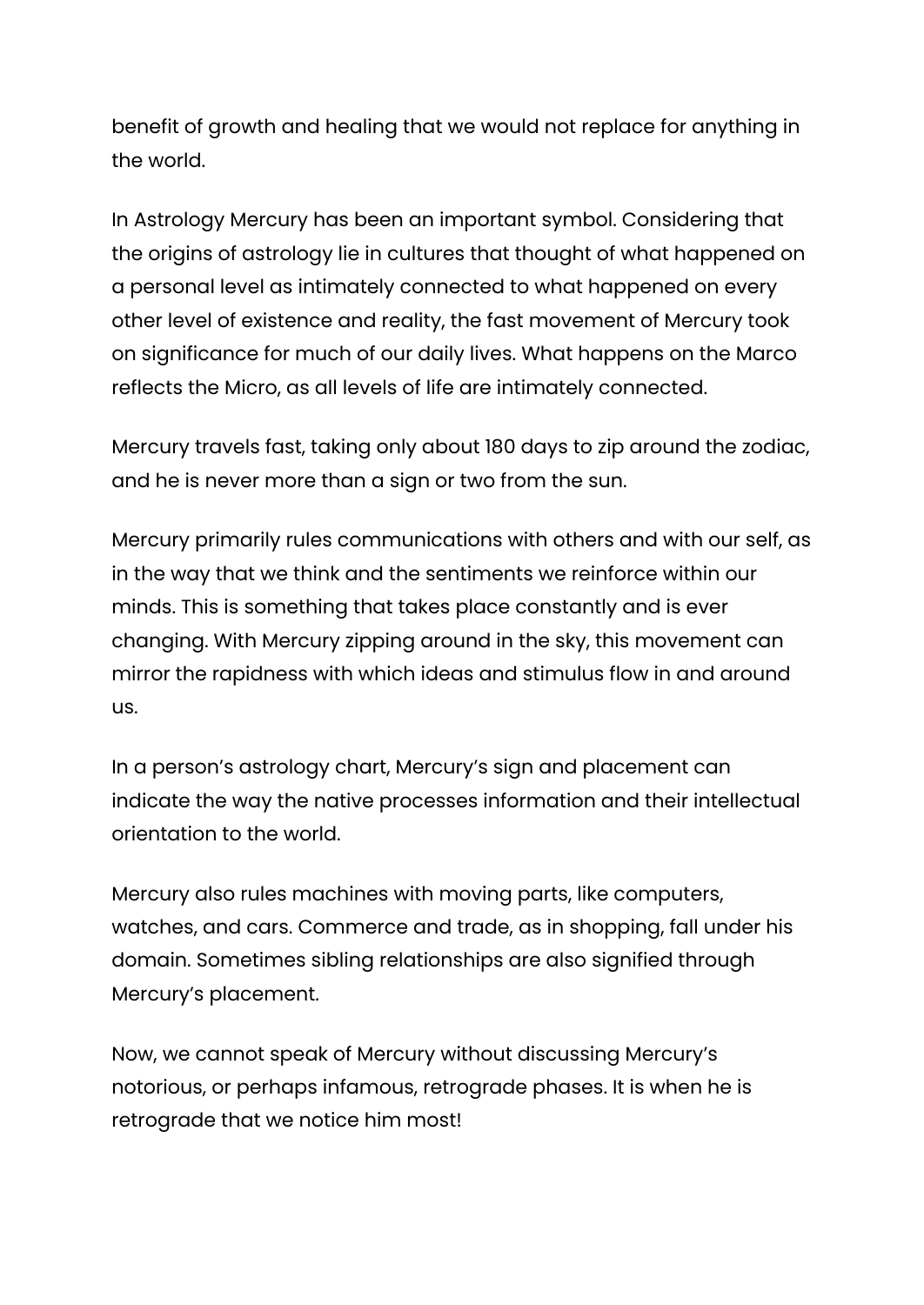benefit of growth and healing that we would not replace for anything in the world.

In Astrology Mercury has been an important symbol. Considering that the origins of astrology lie in cultures that thought of what happened on a personal level as intimately connected to what happened on every other level of existence and reality, the fast movement of Mercury took on significance for much of our daily lives. What happens on the Marco reflects the Micro, as all levels of life are intimately connected.

Mercury travels fast, taking only about 180 days to zip around the zodiac, and he is never more than a sign or two from the sun.

Mercury primarily rules communications with others and with our self, as in the way that we think and the sentiments we reinforce within our minds. This is something that takes place constantly and is ever changing. With Mercury zipping around in the sky, this movement can mirror the rapidness with which ideas and stimulus flow in and around us.

In a person's astrology chart, Mercury's sign and placement can indicate the way the native processes information and their intellectual orientation to the world.

Mercury also rules machines with moving parts, like computers, watches, and cars. Commerce and trade, as in shopping, fall under his domain. Sometimes sibling relationships are also signified through Mercury's placement.

Now, we cannot speak of Mercury without discussing Mercury's notorious, or perhaps infamous, retrograde phases. It is when he is retrograde that we notice him most!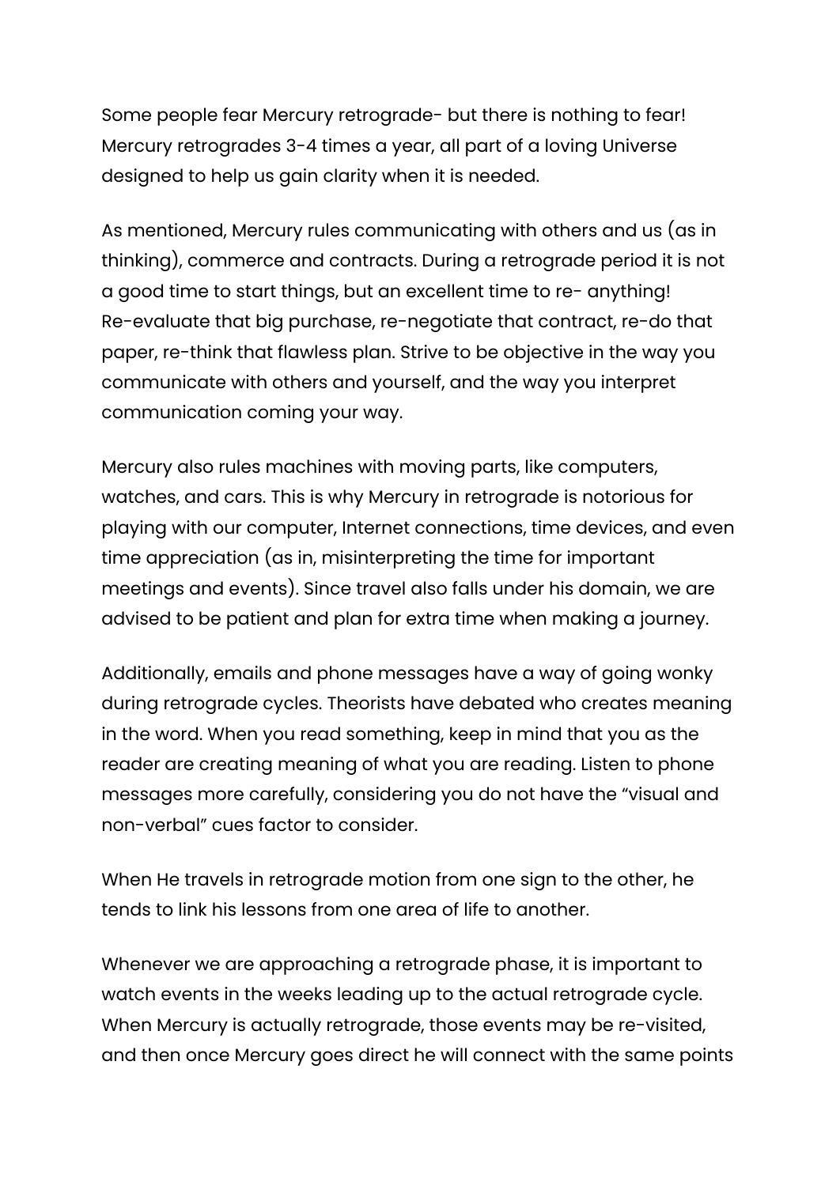Some people fear Mercury retrograde- but there is nothing to fear! Mercury retrogrades 3-4 times a year, all part of a loving Universe designed to help us gain clarity when it is needed.

As mentioned, Mercury rules communicating with others and us (as in thinking), commerce and contracts. During a retrograde period it is not a good time to start things, but an excellent time to re- anything! Re-evaluate that big purchase, re-negotiate that contract, re-do that paper, re-think that flawless plan. Strive to be objective in the way you communicate with others and yourself, and the way you interpret communication coming your way.

Mercury also rules machines with moving parts, like computers, watches, and cars. This is why Mercury in retrograde is notorious for playing with our computer, Internet connections, time devices, and even time appreciation (as in, misinterpreting the time for important meetings and events). Since travel also falls under his domain, we are advised to be patient and plan for extra time when making a journey.

Additionally, emails and phone messages have a way of going wonky during retrograde cycles. Theorists have debated who creates meaning in the word. When you read something, keep in mind that you as the reader are creating meaning of what you are reading. Listen to phone messages more carefully, considering you do not have the "visual and non-verbal" cues factor to consider.

When He travels in retrograde motion from one sign to the other, he tends to link his lessons from one area of life to another.

Whenever we are approaching a retrograde phase, it is important to watch events in the weeks leading up to the actual retrograde cycle. When Mercury is actually retrograde, those events may be re-visited, and then once Mercury goes direct he will connect with the same points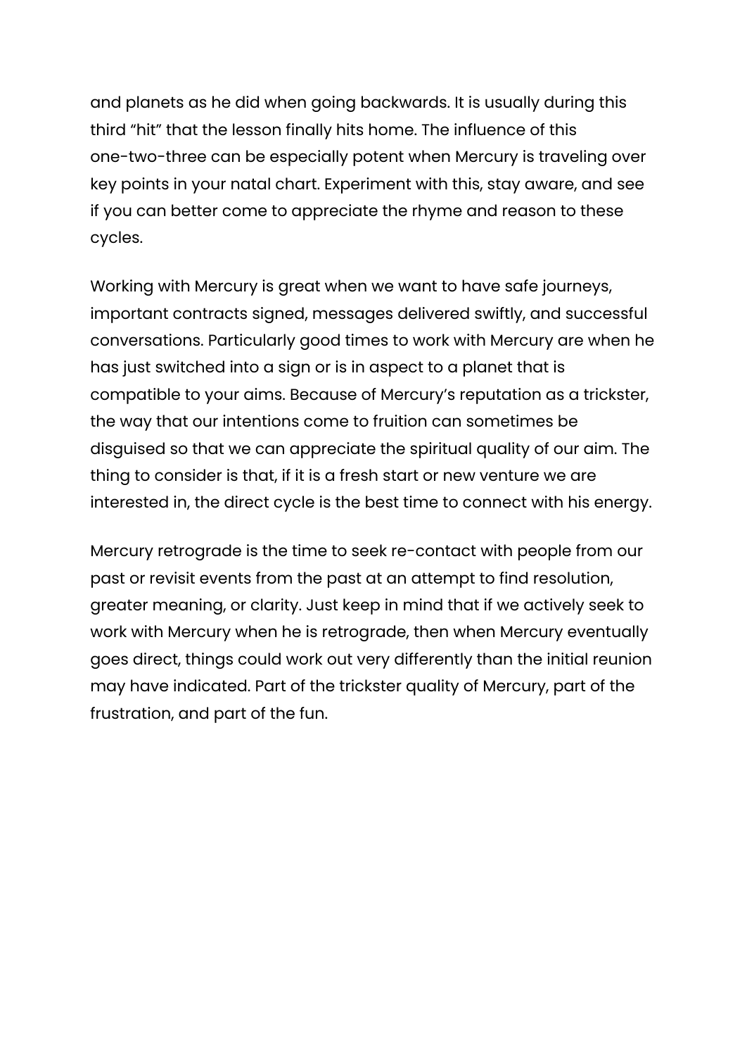and planets as he did when going backwards. It is usually during this third "hit" that the lesson finally hits home. The influence of this one-two-three can be especially potent when Mercury is traveling over key points in your natal chart. Experiment with this, stay aware, and see if you can better come to appreciate the rhyme and reason to these cycles.

Working with Mercury is great when we want to have safe journeys, important contracts signed, messages delivered swiftly, and successful conversations. Particularly good times to work with Mercury are when he has just switched into a sign or is in aspect to a planet that is compatible to your aims. Because of Mercury's reputation as a trickster, the way that our intentions come to fruition can sometimes be disguised so that we can appreciate the spiritual quality of our aim. The thing to consider is that, if it is a fresh start or new venture we are interested in, the direct cycle is the best time to connect with his energy.

Mercury retrograde is the time to seek re-contact with people from our past or revisit events from the past at an attempt to find resolution, greater meaning, or clarity. Just keep in mind that if we actively seek to work with Mercury when he is retrograde, then when Mercury eventually goes direct, things could work out very differently than the initial reunion may have indicated. Part of the trickster quality of Mercury, part of the frustration, and part of the fun.